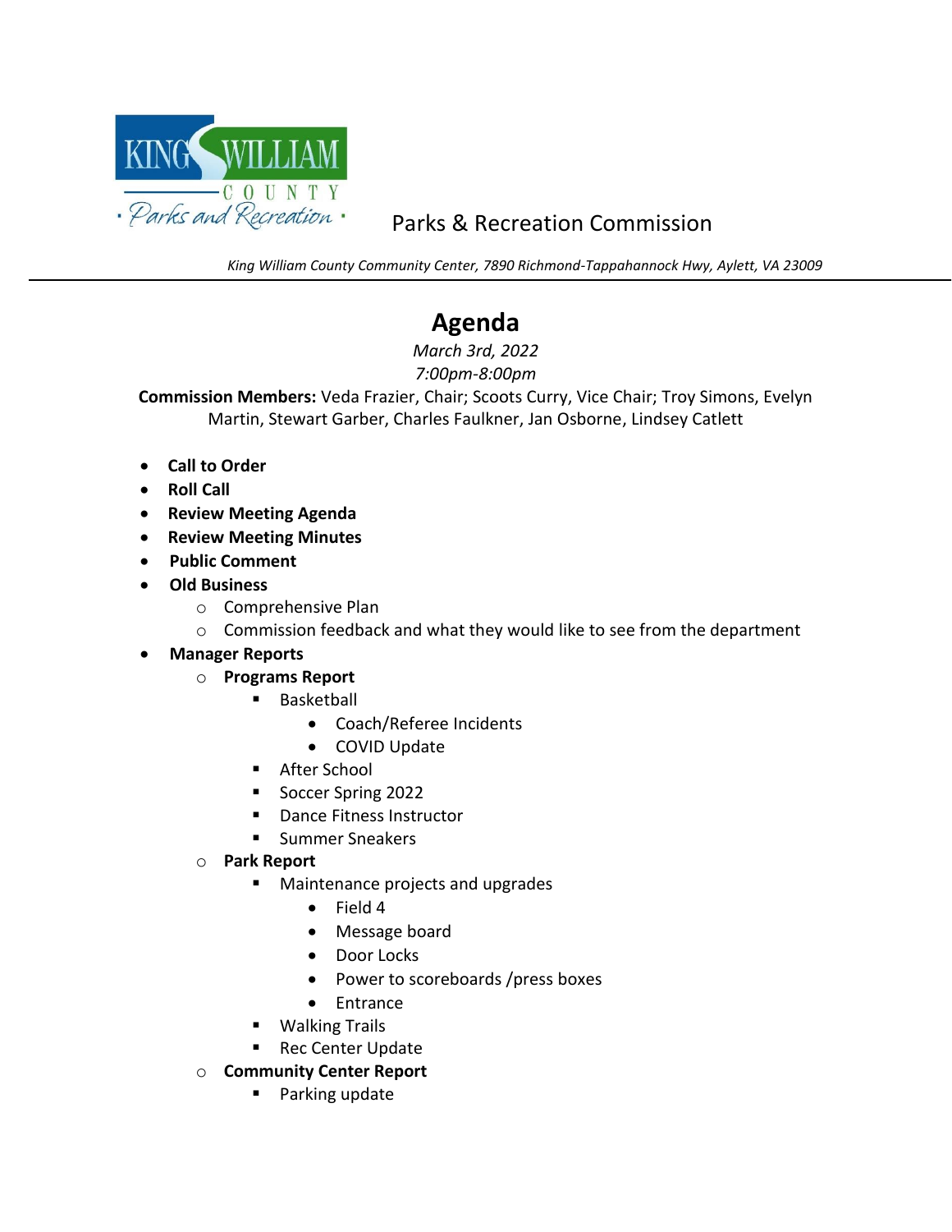KING WILLIAM COUNTY Parks and Recreation

Parks & Recreation Commission

*King William County Community Center, 7890 Richmond-Tappahannock Hwy, Aylett, VA 23009*

# Agenda

*March 3rd, 2022*

*7:00pm-8:00pm*

**Commission Members:** Veda Frazier, Chair; Scoots Curry, Vice Chair; Troy Simons, Evelyn Martin, Stewart Garber, Charles Faulkner, Jan Osborne, Lindsey Catlett

- **Call to Order**
- **Roll Call**
- **Review Meeting Agenda**
- **Review Meeting Minutes**
- **Public Comment**
- **Old Business**
  - Comprehensive Plan
  - Commission feedback and what they would like to see from the department
- **Manager Reports**
  - **Programs Report**
    - Basketball
      - Coach/Referee Incidents
      - COVID Update
    - After School
    - Soccer Spring 2022
    - Dance Fitness Instructor
    - Summer Sneakers
  - **Park Report**
    - Maintenance projects and upgrades
      - Field 4
      - Message board
      - Door Locks
      - Power to scoreboards /press boxes
      - Entrance
    - Walking Trails
    - Rec Center Update
  - **Community Center Report**
    - Parking update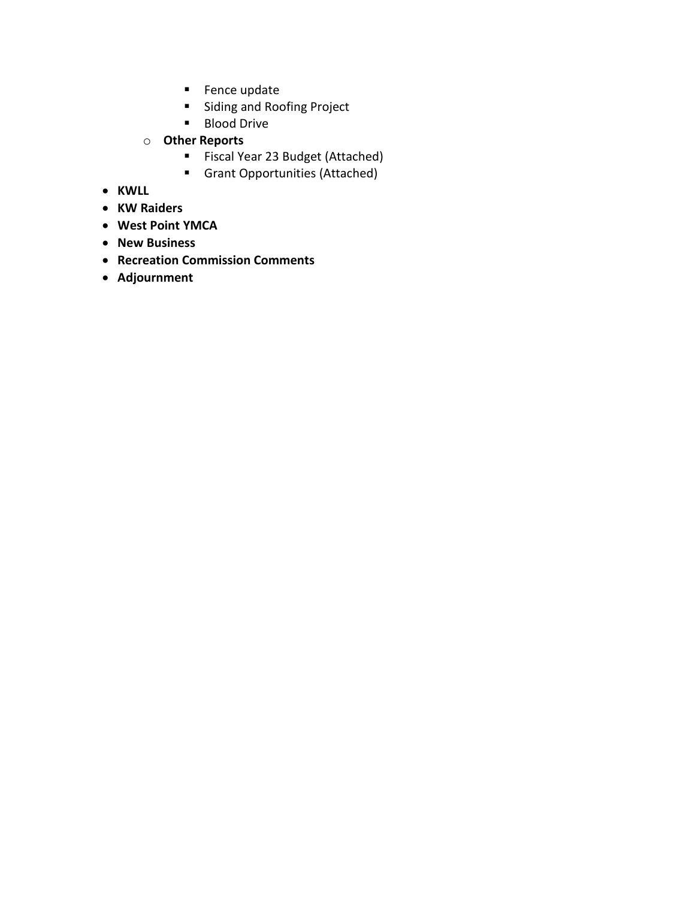- Fence update
        - Siding and Roofing Project
        - Blood Drive
    - **Other Reports**
        - Fiscal Year 23 Budget (Attached)
        - Grant Opportunities (Attached)
- **KWLL**
- **KW Raiders**
- **West Point YMCA**
- **New Business**
- **Recreation Commission Comments**
- **Adjournment**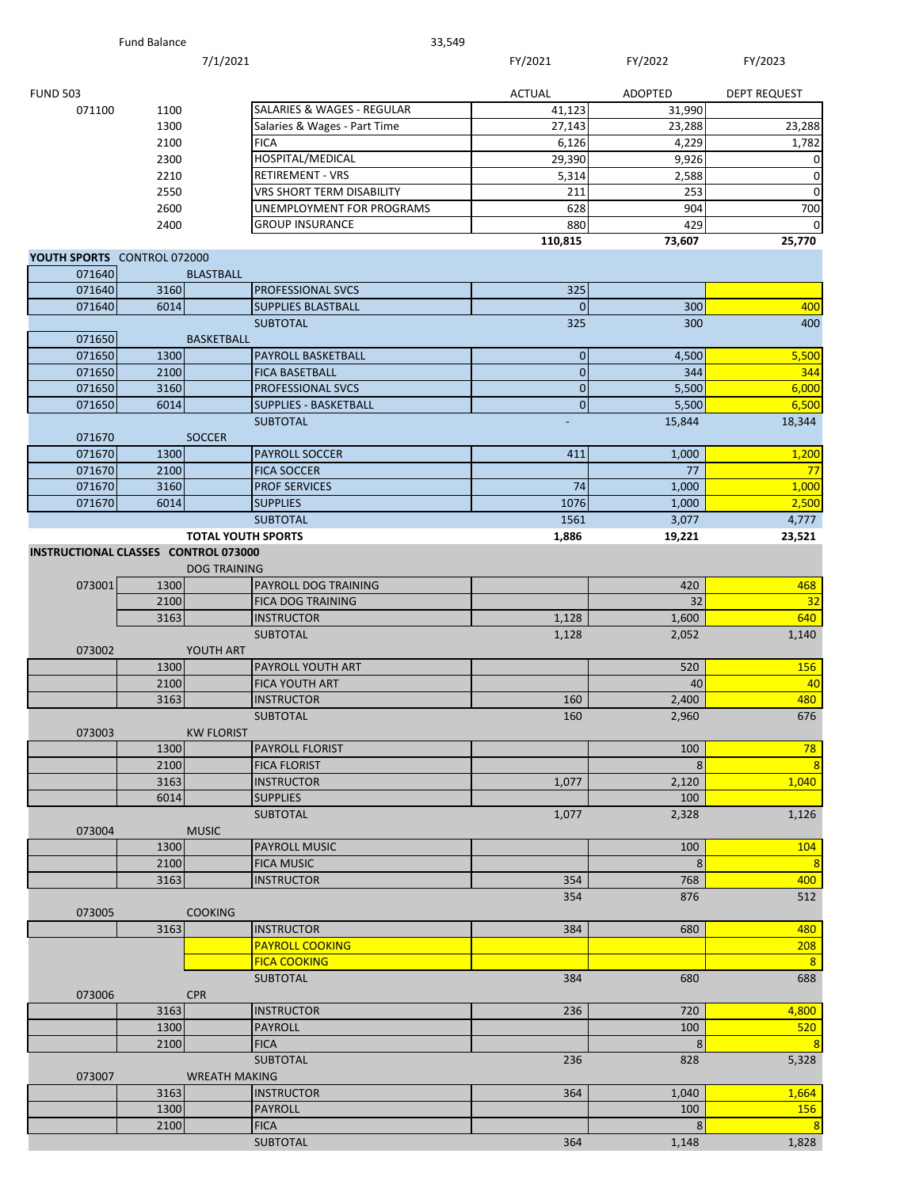| | | | | FY/2021 | FY/2022 | FY/2023 |
|---|---|---|---|---|---|---|
| Fund Balance | | | 33,549 | | | |
| | 7/1/2021 | | | | | |
| FUND 503 | | | | ACTUAL | ADOPTED | DEPT REQUEST |
| 071100 | 1100 | | SALARIES & WAGES - REGULAR | 41,123 | 31,990 | |
| | 1300 | | Salaries & Wages - Part Time | 27,143 | 23,288 | 23,288 |
| | 2100 | | FICA | 6,126 | 4,229 | 1,782 |
| | 2300 | | HOSPITAL/MEDICAL | 29,390 | 9,926 | 0 |
| | 2210 | | RETIREMENT - VRS | 5,314 | 2,588 | 0 |
| | 2550 | | VRS SHORT TERM DISABILITY | 211 | 253 | 0 |
| | 2600 | | UNEMPLOYMENT FOR PROGRAMS | 628 | 904 | 700 |
| | 2400 | | GROUP INSURANCE | 880 | 429 | 0 |
| | | | | **110,815** | **73,607** | **25,770** |
| **YOUTH SPORTS** | **CONTROL 072000** | | | | | |
| 071640 | | BLASTBALL | | | | |
| 071640 | 3160 | | PROFESSIONAL SVCS | 325 | | |
| 071640 | 6014 | | SUPPLIES BLASTBALL | 0 | 300 | 400 |
| | | | SUBTOTAL | 325 | 300 | 400 |
| 071650 | | BASKETBALL | | | | |
| 071650 | 1300 | | PAYROLL BASKETBALL | 0 | 4,500 | 5,500 |
| 071650 | 2100 | | FICA BASETBALL | 0 | 344 | 344 |
| 071650 | 3160 | | PROFESSIONAL SVCS | 0 | 5,500 | 6,000 |
| 071650 | 6014 | | SUPPLIES - BASKETBALL | 0 | 5,500 | 6,500 |
| | | | SUBTOTAL | - | 15,844 | 18,344 |
| 071670 | | SOCCER | | | | |
| 071670 | 1300 | | PAYROLL SOCCER | 411 | 1,000 | 1,200 |
| 071670 | 2100 | | FICA SOCCER | | 77 | 77 |
| 071670 | 3160 | | PROF SERVICES | 74 | 1,000 | 1,000 |
| 071670 | 6014 | | SUPPLIES | 1076 | 1,000 | 2,500 |
| | | | SUBTOTAL | 1561 | 3,077 | 4,777 |
| | | **TOTAL YOUTH SPORTS** | | **1,886** | **19,221** | **23,521** |
| **INSTRUCTIONAL CLASSES** | **CONTROL 073000** | | | | | |
| | | DOG TRAINING | | | | |
| 073001 | 1300 | | PAYROLL DOG TRAINING | | 420 | 468 |
| | 2100 | | FICA DOG TRAINING | | 32 | 32 |
| | 3163 | | INSTRUCTOR | 1,128 | 1,600 | 640 |
| | | | SUBTOTAL | 1,128 | 2,052 | 1,140 |
| 073002 | | YOUTH ART | | | | |
| | 1300 | | PAYROLL YOUTH ART | | 520 | 156 |
| | 2100 | | FICA YOUTH ART | | 40 | 40 |
| | 3163 | | INSTRUCTOR | 160 | 2,400 | 480 |
| | | | SUBTOTAL | 160 | 2,960 | 676 |
| 073003 | | KW FLORIST | | | | |
| | 1300 | | PAYROLL FLORIST | | 100 | 78 |
| | 2100 | | FICA FLORIST | | 8 | 8 |
| | 3163 | | INSTRUCTOR | 1,077 | 2,120 | 1,040 |
| | 6014 | | SUPPLIES | | 100 | |
| | | | SUBTOTAL | 1,077 | 2,328 | 1,126 |
| 073004 | | MUSIC | | | | |
| | 1300 | | PAYROLL MUSIC | | 100 | 104 |
| | 2100 | | FICA MUSIC | | 8 | 8 |
| | 3163 | | INSTRUCTOR | 354 | 768 | 400 |
| | | | | 354 | 876 | 512 |
| 073005 | | COOKING | | | | |
| | 3163 | | INSTRUCTOR | 384 | 680 | 480 |
| | | | PAYROLL COOKING | | | 208 |
| | | | FICA COOKING | | | 8 |
| | | | SUBTOTAL | 384 | 680 | 688 |
| 073006 | | CPR | | | | |
| | 3163 | | INSTRUCTOR | 236 | 720 | 4,800 |
| | 1300 | | PAYROLL | | 100 | 520 |
| | 2100 | | FICA | | 8 | 8 |
| | | | SUBTOTAL | 236 | 828 | 5,328 |
| 073007 | | WREATH MAKING | | | | |
| | 3163 | | INSTRUCTOR | 364 | 1,040 | 1,664 |
| | 1300 | | PAYROLL | | 100 | 156 |
| | 2100 | | FICA | | 8 | 8 |
| | | | SUBTOTAL | 364 | 1,148 | 1,828 |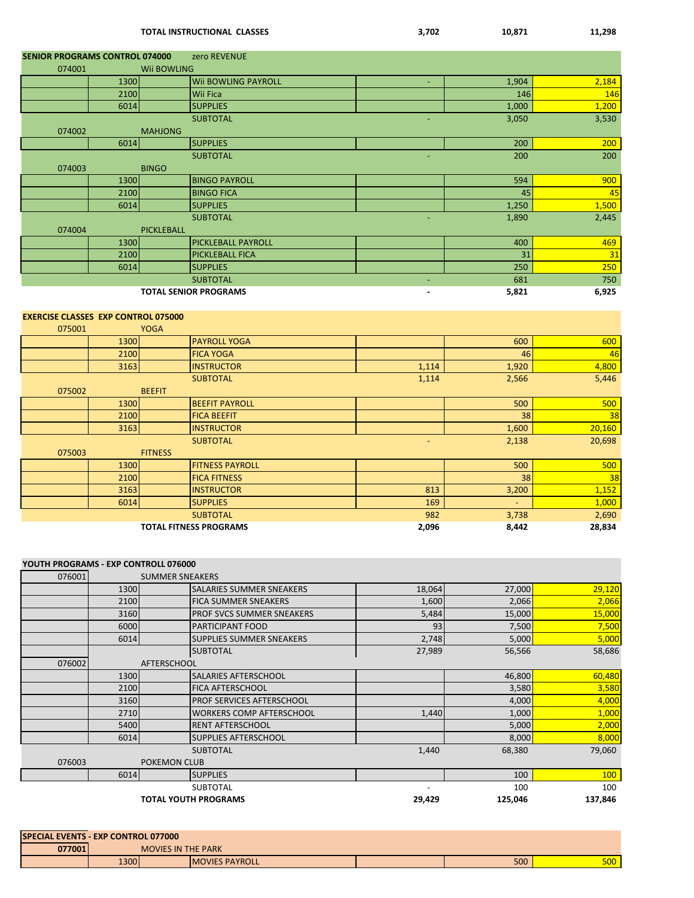| | | | | | |
|---|---|---|---|---|---|
| | | TOTAL INSTRUCTIONAL CLASSES | 3,702 | 10,871 | 11,298 |

| | | | | | |
|---|---|---|---|---|---|
| **SENIOR PROGRAMS CONTROL 074000** | | zero REVENUE | | | |
| 074001 | | Wii BOWLING | | | |
| | 1300 | Wii BOWLING PAYROLL | - | 1,904 | 2,184 |
| | 2100 | Wii Fica | | 146 | 146 |
| | 6014 | SUPPLIES | | 1,000 | 1,200 |
| | | SUBTOTAL | - | 3,050 | 3,530 |
| 074002 | | MAHJONG | | | |
| | 6014 | SUPPLIES | | 200 | 200 |
| | | SUBTOTAL | - | 200 | 200 |
| 074003 | | BINGO | | | |
| | 1300 | BINGO PAYROLL | | 594 | 900 |
| | 2100 | BINGO FICA | | 45 | 45 |
| | 6014 | SUPPLIES | | 1,250 | 1,500 |
| | | SUBTOTAL | - | 1,890 | 2,445 |
| 074004 | | PICKLEBALL | | | |
| | 1300 | PICKLEBALL PAYROLL | | 400 | 469 |
| | 2100 | PICKLEBALL FICA | | 31 | 31 |
| | 6014 | SUPPLIES | | 250 | 250 |
| | | SUBTOTAL | - | 681 | 750 |
| | | **TOTAL SENIOR PROGRAMS** | **-** | **5,821** | **6,925** |

| | | | | | |
|---|---|---|---|---|---|
| **EXERCISE CLASSES EXP CONTROL 075000** | | | | | |
| 075001 | | YOGA | | | |
| | 1300 | PAYROLL YOGA | | 600 | 600 |
| | 2100 | FICA YOGA | | 46 | 46 |
| | 3163 | INSTRUCTOR | 1,114 | 1,920 | 4,800 |
| | | SUBTOTAL | 1,114 | 2,566 | 5,446 |
| 075002 | | BEEFIT | | | |
| | 1300 | BEEFIT PAYROLL | | 500 | 500 |
| | 2100 | FICA BEEFIT | | 38 | 38 |
| | 3163 | INSTRUCTOR | | 1,600 | 20,160 |
| | | SUBTOTAL | - | 2,138 | 20,698 |
| 075003 | | FITNESS | | | |
| | 1300 | FITNESS PAYROLL | | 500 | 500 |
| | 2100 | FICA FITNESS | | 38 | 38 |
| | 3163 | INSTRUCTOR | 813 | 3,200 | 1,152 |
| | 6014 | SUPPLIES | 169 | - | 1,000 |
| | | SUBTOTAL | 982 | 3,738 | 2,690 |
| | | **TOTAL FITNESS PROGRAMS** | **2,096** | **8,442** | **28,834** |

| | | | | | |
|---|---|---|---|---|---|
| **YOUTH PROGRAMS - EXP CONTROLL 076000** | | | | | |
| 076001 | | SUMMER SNEAKERS | | | |
| | 1300 | SALARIES SUMMER SNEAKERS | 18,064 | 27,000 | 29,120 |
| | 2100 | FICA SUMMER SNEAKERS | 1,600 | 2,066 | 2,066 |
| | 3160 | PROF SVCS SUMMER SNEAKERS | 5,484 | 15,000 | 15,000 |
| | 6000 | PARTICIPANT FOOD | 93 | 7,500 | 7,500 |
| | 6014 | SUPPLIES SUMMER SNEAKERS | 2,748 | 5,000 | 5,000 |
| | | SUBTOTAL | 27,989 | 56,566 | 58,686 |
| 076002 | | AFTERSCHOOL | | | |
| | 1300 | SALARIES AFTERSCHOOL | | 46,800 | 60,480 |
| | 2100 | FICA AFTERSCHOOL | | 3,580 | 3,580 |
| | 3160 | PROF SERVICES AFTERSCHOOL | | 4,000 | 4,000 |
| | 2710 | WORKERS COMP AFTERSCHOOL | 1,440 | 1,000 | 1,000 |
| | 5400 | RENT AFTERSCHOOL | | 5,000 | 2,000 |
| | 6014 | SUPPLIES AFTERSCHOOL | | 8,000 | 8,000 |
| | | SUBTOTAL | 1,440 | 68,380 | 79,060 |
| 076003 | | POKEMON CLUB | | | |
| | 6014 | SUPPLIES | | 100 | 100 |
| | | SUBTOTAL | - | 100 | 100 |
| | | **TOTAL YOUTH PROGRAMS** | **29,429** | **125,046** | **137,846** |

| | | | | | |
|---|---|---|---|---|---|
| **SPECIAL EVENTS - EXP CONTROL 077000** | | | | | |
| **077001** | | MOVIES IN THE PARK | | | |
| | 1300 | MOVIES PAYROLL | | 500 | 500 |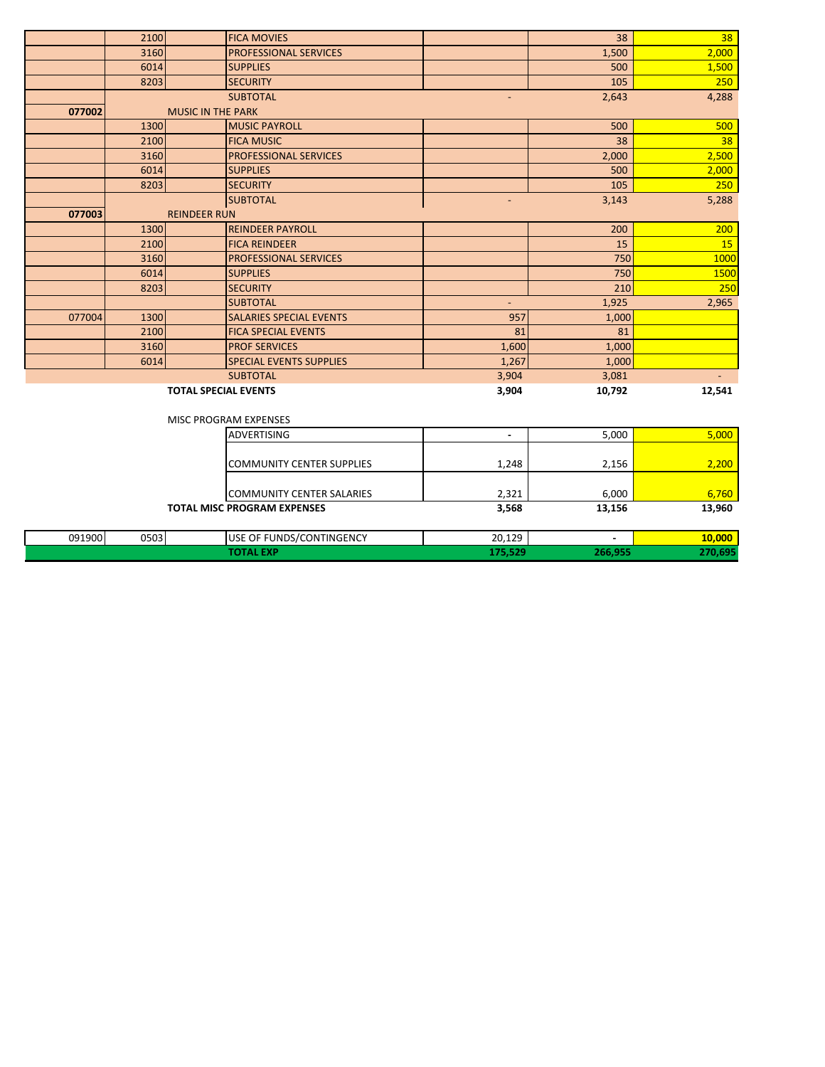| | | | | | | |
|---|---|---|---|---|---|---|
| | 2100 | | FICA MOVIES | | 38 | 38 |
| | 3160 | | PROFESSIONAL SERVICES | | 1,500 | 2,000 |
| | 6014 | | SUPPLIES | | 500 | 1,500 |
| | 8203 | | SECURITY | | 105 | 250 |
| | | | SUBTOTAL | - | 2,643 | 4,288 |
| **077002** | MUSIC IN THE PARK | | | | | |
| | 1300 | | MUSIC PAYROLL | | 500 | 500 |
| | 2100 | | FICA MUSIC | | 38 | 38 |
| | 3160 | | PROFESSIONAL SERVICES | | 2,000 | 2,500 |
| | 6014 | | SUPPLIES | | 500 | 2,000 |
| | 8203 | | SECURITY | | 105 | 250 |
| | | | SUBTOTAL | - | 3,143 | 5,288 |
| **077003** | REINDEER RUN | | | | | |
| | 1300 | | REINDEER PAYROLL | | 200 | 200 |
| | 2100 | | FICA REINDEER | | 15 | 15 |
| | 3160 | | PROFESSIONAL SERVICES | | 750 | 1000 |
| | 6014 | | SUPPLIES | | 750 | 1500 |
| | 8203 | | SECURITY | | 210 | 250 |
| | | | SUBTOTAL | - | 1,925 | 2,965 |
| 077004 | 1300 | | SALARIES SPECIAL EVENTS | 957 | 1,000 | |
| | 2100 | | FICA SPECIAL EVENTS | 81 | 81 | |
| | 3160 | | PROF SERVICES | 1,600 | 1,000 | |
| | 6014 | | SPECIAL EVENTS SUPPLIES | 1,267 | 1,000 | |
| | | | SUBTOTAL | 3,904 | 3,081 | - |
| | **TOTAL SPECIAL EVENTS** | | | **3,904** | **10,792** | **12,541** |
| | | | | | | |
| | MISC PROGRAM EXPENSES | | | | | |
| | | | ADVERTISING | - | 5,000 | 5,000 |
| | | | COMMUNITY CENTER SUPPLIES | 1,248 | 2,156 | 2,200 |
| | | | COMMUNITY CENTER SALARIES | 2,321 | 6,000 | 6,760 |
| | **TOTAL MISC PROGRAM EXPENSES** | | | **3,568** | **13,156** | **13,960** |
| | | | | | | |
| 091900 | 0503 | | USE OF FUNDS/CONTINGENCY | 20,129 | - | **10,000** |
| | | | **TOTAL EXP** | **175,529** | **266,955** | **270,695** |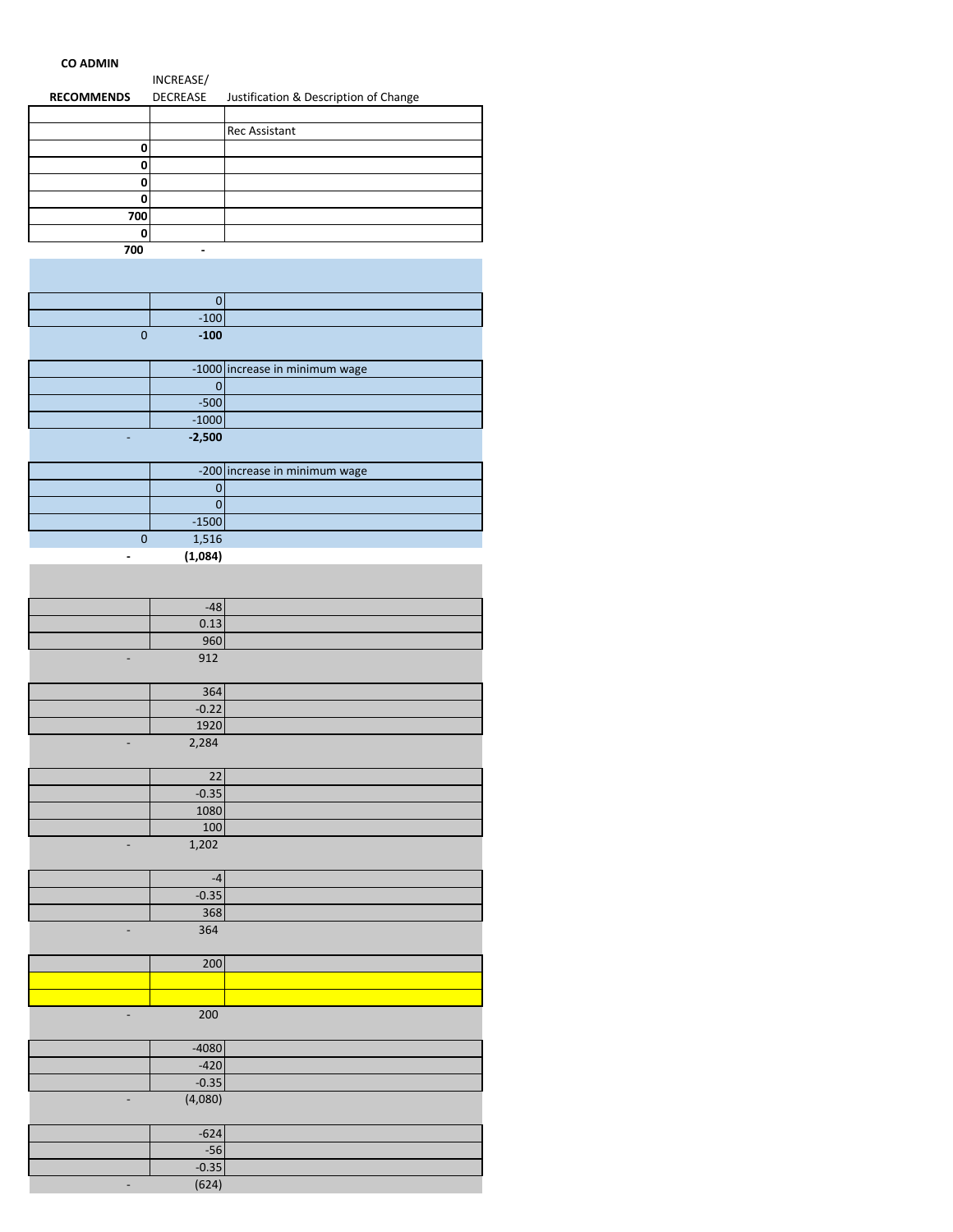**CO ADMIN**

| RECOMMENDS | INCREASE/ DECREASE | Justification & Description of Change |
|---|---|---|
| | | |
| | | Rec Assistant |
| **0** | | |
| **0** | | |
| **0** | | |
| **0** | | |
| **700** | | |
| **0** | | |
| **700** | - | |
| | | |
| | | |
| | 0 | |
| | -100 | |
| 0 | **-100** | |
| | | |
| | -1000 | increase in minimum wage |
| | 0 | |
| | -500 | |
| | -1000 | |
| - | **-2,500** | |
| | | |
| | -200 | increase in minimum wage |
| | 0 | |
| | 0 | |
| | -1500 | |
| 0 | 1,516 | |
| **-** | **(1,084)** | |
| | | |
| | | |
| | -48 | |
| | 0.13 | |
| | 960 | |
| - | 912 | |
| | | |
| | 364 | |
| | -0.22 | |
| | 1920 | |
| - | 2,284 | |
| | | |
| | 22 | |
| | -0.35 | |
| | 1080 | |
| | 100 | |
| - | 1,202 | |
| | | |
| | -4 | |
| | -0.35 | |
| | 368 | |
| - | 364 | |
| | | |
| | 200 | |
| | | |
| | | |
| - | 200 | |
| | | |
| | -4080 | |
| | -420 | |
| | -0.35 | |
| - | (4,080) | |
| | | |
| | -624 | |
| | -56 | |
| | -0.35 | |
| - | (624) | |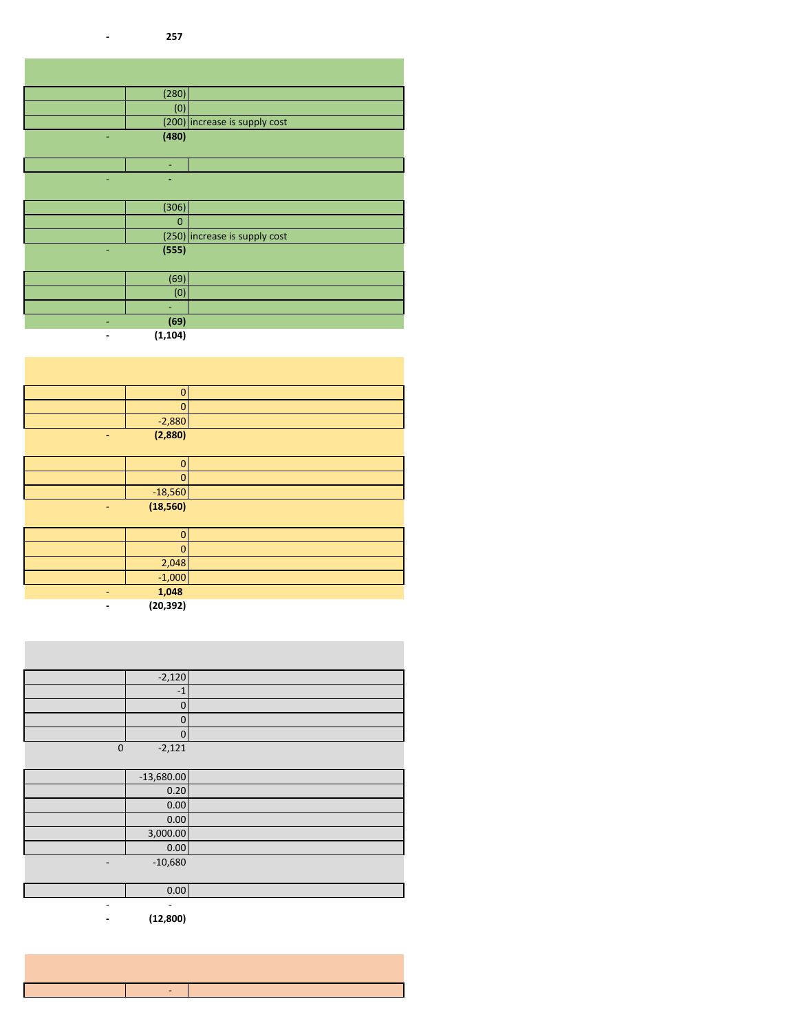| | | |
|---|---|---|
| - | **257** | |

| | | |
|---|---|---|
| | (280) | |
| | (0) | |
| | (200) | increase is supply cost |
| - | **(480)** | |
| | - | |
| - | **-** | |
| | (306) | |
| | 0 | |
| | (250) | increase is supply cost |
| - | **(555)** | |
| | (69) | |
| | (0) | |
| | - | |
| - | **(69)** | |
| **-** | **(1,104)** | |

| | | |
|---|---|---|
| | 0 | |
| | 0 | |
| | -2,880 | |
| **-** | **(2,880)** | |
| | 0 | |
| | 0 | |
| | -18,560 | |
| - | **(18,560)** | |
| | 0 | |
| | 0 | |
| | 2,048 | |
| | -1,000 | |
| - | **1,048** | |
| **-** | **(20,392)** | |

| | | |
|---|---|---|
| | -2,120 | |
| | -1 | |
| | 0 | |
| | 0 | |
| | 0 | |
| 0 | -2,121 | |
| | -13,680.00 | |
| | 0.20 | |
| | 0.00 | |
| | 0.00 | |
| | 3,000.00 | |
| | 0.00 | |
| - | -10,680 | |
| | 0.00 | |
| - | - | |
| **-** | **(12,800)** | |

| | | |
|---|---|---|
| | - | |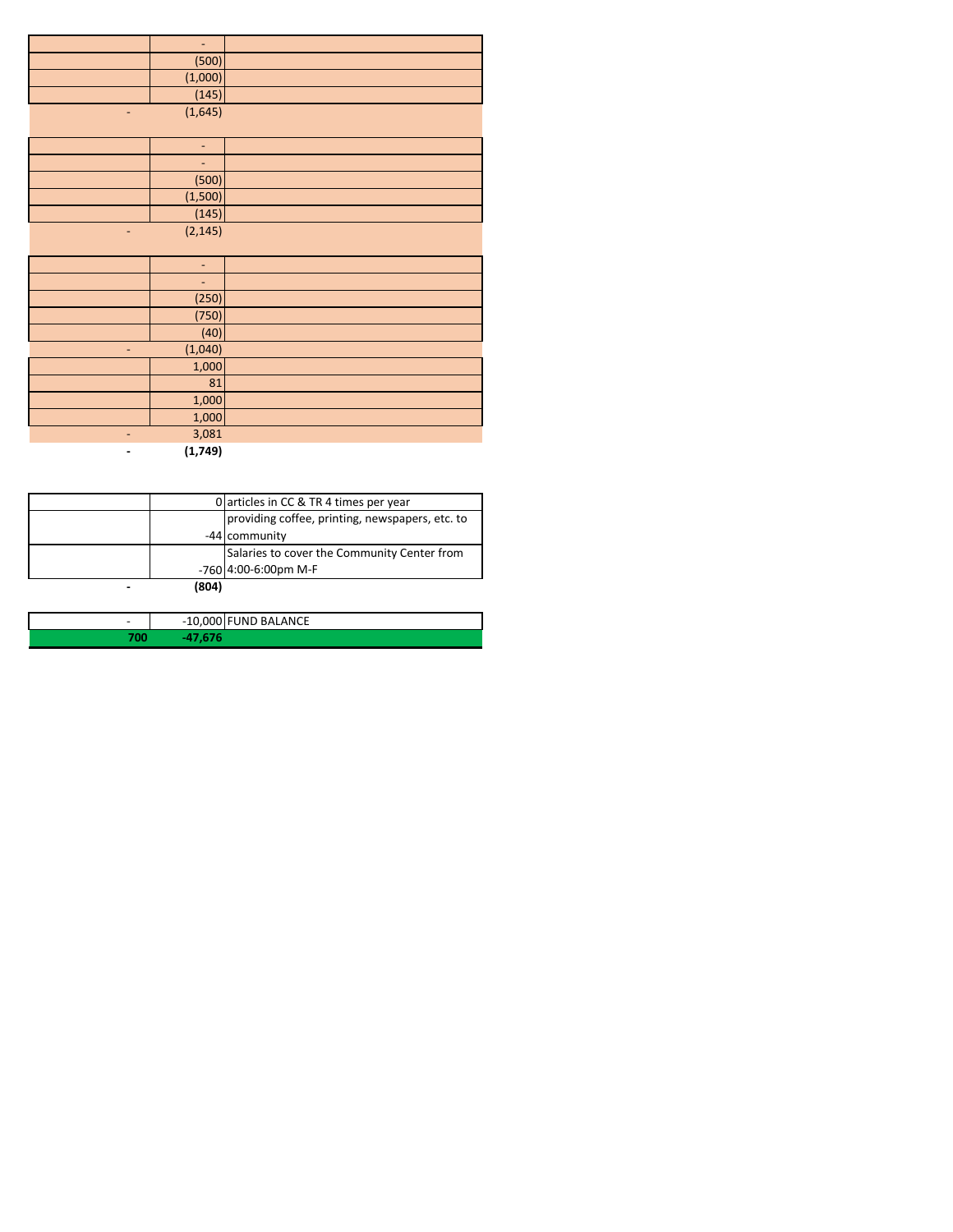| | | |
|---|---|---|
| | - | |
| | (500) | |
| | (1,000) | |
| | (145) | |
| - | (1,645) | |
| | | |
| | - | |
| | - | |
| | (500) | |
| | (1,500) | |
| | (145) | |
| - | (2,145) | |
| | | |
| | - | |
| | - | |
| | (250) | |
| | (750) | |
| | (40) | |
| - | (1,040) | |
| | 1,000 | |
| | 81 | |
| | 1,000 | |
| | 1,000 | |
| - | 3,081 | |
| **-** | **(1,749)** | |

| | | |
|---|---|---|
| | 0 | articles in CC & TR 4 times per year |
| | -44 | providing coffee, printing, newspapers, etc. to community |
| | -760 | Salaries to cover the Community Center from 4:00-6:00pm M-F |
| **-** | **(804)** | |

| | | |
|---|---|---|
| - | -10,000 | FUND BALANCE |
| **700** | **-47,676** | |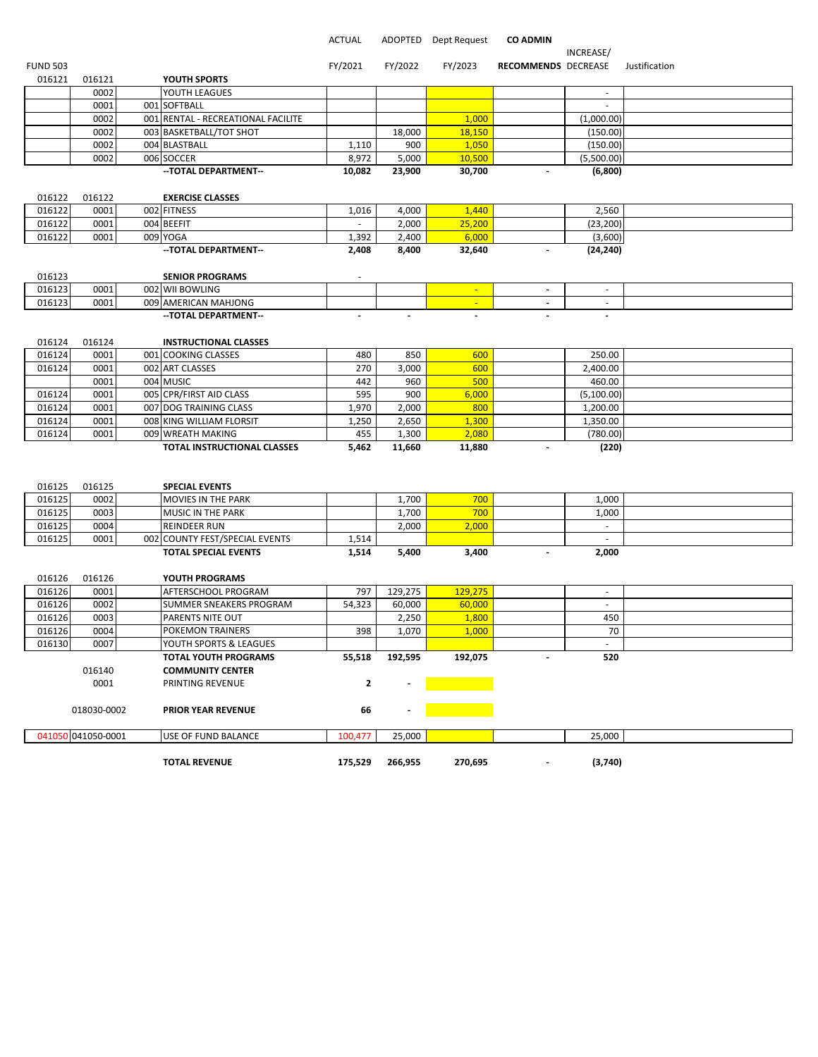| FUND 503 | | | | ACTUAL FY/2021 | ADOPTED FY/2022 | Dept Request FY/2023 | CO ADMIN RECOMMENDS | INCREASE/ DECREASE | Justification |
|---|---|---|---|---|---|---|---|---|---|
| 016121 | 016121 | | **YOUTH SPORTS** | | | | | | |
| | 0002 | | YOUTH LEAGUES | | | | | - | |
| | 0001 | 001 | SOFTBALL | | | | | - | |
| | 0002 | 001 | RENTAL - RECREATIONAL FACILITE | | | 1,000 | | (1,000.00) | |
| | 0002 | 003 | BASKETBALL/TOT SHOT | | 18,000 | 18,150 | | (150.00) | |
| | 0002 | 004 | BLASTBALL | 1,110 | 900 | 1,050 | | (150.00) | |
| | 0002 | 006 | SOCCER | 8,972 | 5,000 | 10,500 | | (5,500.00) | |
| | | | **--TOTAL DEPARTMENT--** | **10,082** | **23,900** | **30,700** | **-** | **(6,800)** | |
| 016122 | 016122 | | **EXERCISE CLASSES** | | | | | | |
| 016122 | 0001 | 002 | FITNESS | 1,016 | 4,000 | 1,440 | | 2,560 | |
| 016122 | 0001 | 004 | BEEFIT | - | 2,000 | 25,200 | | (23,200) | |
| 016122 | 0001 | 009 | YOGA | 1,392 | 2,400 | 6,000 | | (3,600) | |
| | | | **--TOTAL DEPARTMENT--** | **2,408** | **8,400** | **32,640** | **-** | **(24,240)** | |
| 016123 | | | **SENIOR PROGRAMS** | - | | | | | |
| 016123 | 0001 | 002 | WII BOWLING | | | - | - | - | |
| 016123 | 0001 | 009 | AMERICAN MAHJONG | | | - | - | - | |
| | | | **--TOTAL DEPARTMENT--** | **-** | **-** | **-** | **-** | **-** | |
| 016124 | 016124 | | **INSTRUCTIONAL CLASSES** | | | | | | |
| 016124 | 0001 | 001 | COOKING CLASSES | 480 | 850 | 600 | | 250.00 | |
| 016124 | 0001 | 002 | ART CLASSES | 270 | 3,000 | 600 | | 2,400.00 | |
| | 0001 | 004 | MUSIC | 442 | 960 | 500 | | 460.00 | |
| 016124 | 0001 | 005 | CPR/FIRST AID CLASS | 595 | 900 | 6,000 | | (5,100.00) | |
| 016124 | 0001 | 007 | DOG TRAINING CLASS | 1,970 | 2,000 | 800 | | 1,200.00 | |
| 016124 | 0001 | 008 | KING WILLIAM FLORSIT | 1,250 | 2,650 | 1,300 | | 1,350.00 | |
| 016124 | 0001 | 009 | WREATH MAKING | 455 | 1,300 | 2,080 | | (780.00) | |
| | | | **TOTAL INSTRUCTIONAL CLASSES** | **5,462** | **11,660** | **11,880** | **-** | **(220)** | |
| 016125 | 016125 | | **SPECIAL EVENTS** | | | | | | |
| 016125 | 0002 | | MOVIES IN THE PARK | | 1,700 | 700 | | 1,000 | |
| 016125 | 0003 | | MUSIC IN THE PARK | | 1,700 | 700 | | 1,000 | |
| 016125 | 0004 | | REINDEER RUN | | 2,000 | 2,000 | | - | |
| 016125 | 0001 | 002 | COUNTY FEST/SPECIAL EVENTS | 1,514 | | | | - | |
| | | | **TOTAL SPECIAL EVENTS** | **1,514** | **5,400** | **3,400** | **-** | **2,000** | |
| 016126 | 016126 | | **YOUTH PROGRAMS** | | | | | | |
| 016126 | 0001 | | AFTERSCHOOL PROGRAM | 797 | 129,275 | 129,275 | | - | |
| 016126 | 0002 | | SUMMER SNEAKERS PROGRAM | 54,323 | 60,000 | 60,000 | | - | |
| 016126 | 0003 | | PARENTS NITE OUT | | 2,250 | 1,800 | | 450 | |
| 016126 | 0004 | | POKEMON TRAINERS | 398 | 1,070 | 1,000 | | 70 | |
| 016130 | 0007 | | YOUTH SPORTS & LEAGUES | | | | | - | |
| | | | **TOTAL YOUTH PROGRAMS** | **55,518** | **192,595** | **192,075** | **-** | **520** | |
| | 016140 | | **COMMUNITY CENTER** | | | | | | |
| | 0001 | | PRINTING REVENUE | **2** | **-** | | | | |
| | 018030-0002 | | **PRIOR YEAR REVENUE** | **66** | **-** | | | | |
| 041050 | 041050-0001 | | USE OF FUND BALANCE | 100,477 | 25,000 | | | 25,000 | |
| | | | **TOTAL REVENUE** | **175,529** | **266,955** | **270,695** | **-** | **(3,740)** | |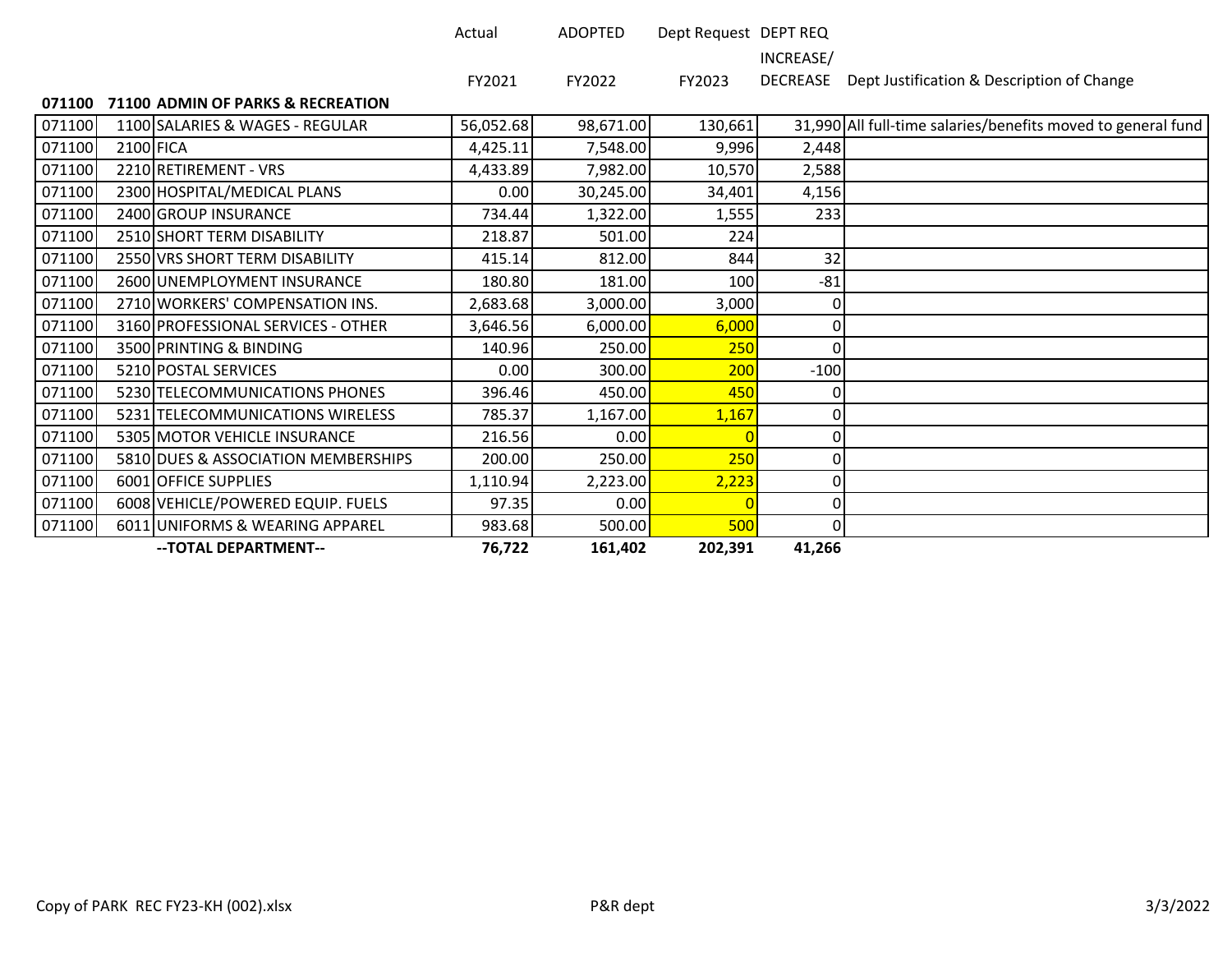| | | Actual FY2021 | ADOPTED FY2022 | Dept Request FY2023 | DEPT REQ INCREASE/ DECREASE | Dept Justification & Description of Change |
|---|---|---|---|---|---|---|
| **071100** | **71100 ADMIN OF PARKS & RECREATION** | | | | | |
| 071100 | 1100 SALARIES & WAGES - REGULAR | 56,052.68 | 98,671.00 | 130,661 | 31,990 | All full-time salaries/benefits moved to general fund |
| 071100 | 2100 FICA | 4,425.11 | 7,548.00 | 9,996 | 2,448 | |
| 071100 | 2210 RETIREMENT - VRS | 4,433.89 | 7,982.00 | 10,570 | 2,588 | |
| 071100 | 2300 HOSPITAL/MEDICAL PLANS | 0.00 | 30,245.00 | 34,401 | 4,156 | |
| 071100 | 2400 GROUP INSURANCE | 734.44 | 1,322.00 | 1,555 | 233 | |
| 071100 | 2510 SHORT TERM DISABILITY | 218.87 | 501.00 | 224 | | |
| 071100 | 2550 VRS SHORT TERM DISABILITY | 415.14 | 812.00 | 844 | 32 | |
| 071100 | 2600 UNEMPLOYMENT INSURANCE | 180.80 | 181.00 | 100 | -81 | |
| 071100 | 2710 WORKERS' COMPENSATION INS. | 2,683.68 | 3,000.00 | 3,000 | 0 | |
| 071100 | 3160 PROFESSIONAL SERVICES - OTHER | 3,646.56 | 6,000.00 | 6,000 | 0 | |
| 071100 | 3500 PRINTING & BINDING | 140.96 | 250.00 | 250 | 0 | |
| 071100 | 5210 POSTAL SERVICES | 0.00 | 300.00 | 200 | -100 | |
| 071100 | 5230 TELECOMMUNICATIONS PHONES | 396.46 | 450.00 | 450 | 0 | |
| 071100 | 5231 TELECOMMUNICATIONS WIRELESS | 785.37 | 1,167.00 | 1,167 | 0 | |
| 071100 | 5305 MOTOR VEHICLE INSURANCE | 216.56 | 0.00 | 0 | 0 | |
| 071100 | 5810 DUES & ASSOCIATION MEMBERSHIPS | 200.00 | 250.00 | 250 | 0 | |
| 071100 | 6001 OFFICE SUPPLIES | 1,110.94 | 2,223.00 | 2,223 | 0 | |
| 071100 | 6008 VEHICLE/POWERED EQUIP. FUELS | 97.35 | 0.00 | 0 | 0 | |
| 071100 | 6011 UNIFORMS & WEARING APPAREL | 983.68 | 500.00 | 500 | 0 | |
| | **--TOTAL DEPARTMENT--** | **76,722** | **161,402** | **202,391** | **41,266** | |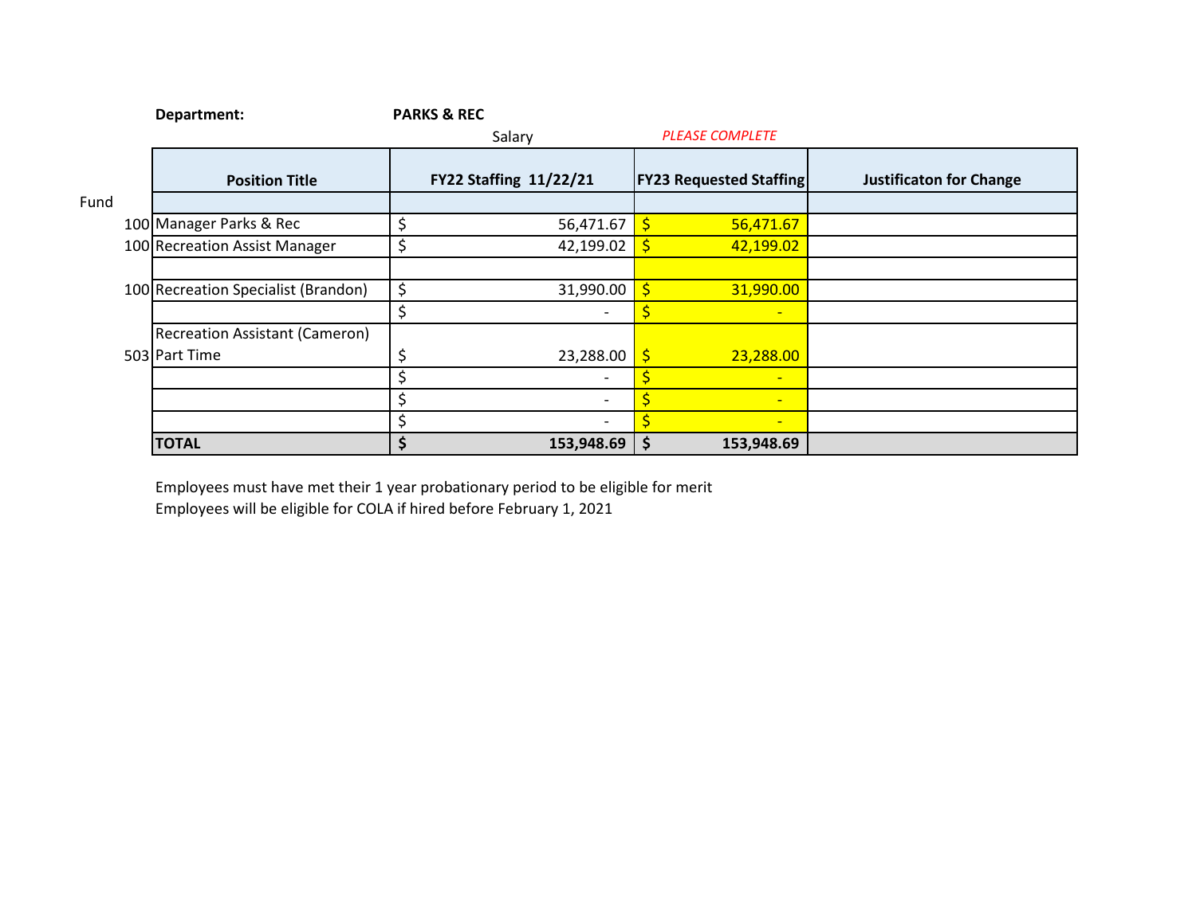**Department:** **PARKS & REC**

*PLEASE COMPLETE*

| Fund | Position Title | Salary<br>FY22 Staffing 11/22/21 | FY23 Requested Staffing | Justificaton for Change |
|---|---|---|---|---|
| | | | | |
| 100 | Manager Parks & Rec | $ 56,471.67 | $ 56,471.67 | |
| 100 | Recreation Assist Manager | $ 42,199.02 | $ 42,199.02 | |
| | | | | |
| 100 | Recreation Specialist (Brandon) | $ 31,990.00 | $ 31,990.00 | |
| | | $ - | $ - | |
| 503 | Recreation Assistant (Cameron) Part Time | $ 23,288.00 | $ 23,288.00 | |
| | | $ - | $ - | |
| | | $ - | $ - | |
| | | $ - | $ - | |
| | **TOTAL** | **$ 153,948.69** | **$ 153,948.69** | |

Employees must have met their 1 year probationary period to be eligible for merit
Employees will be eligible for COLA if hired before February 1, 2021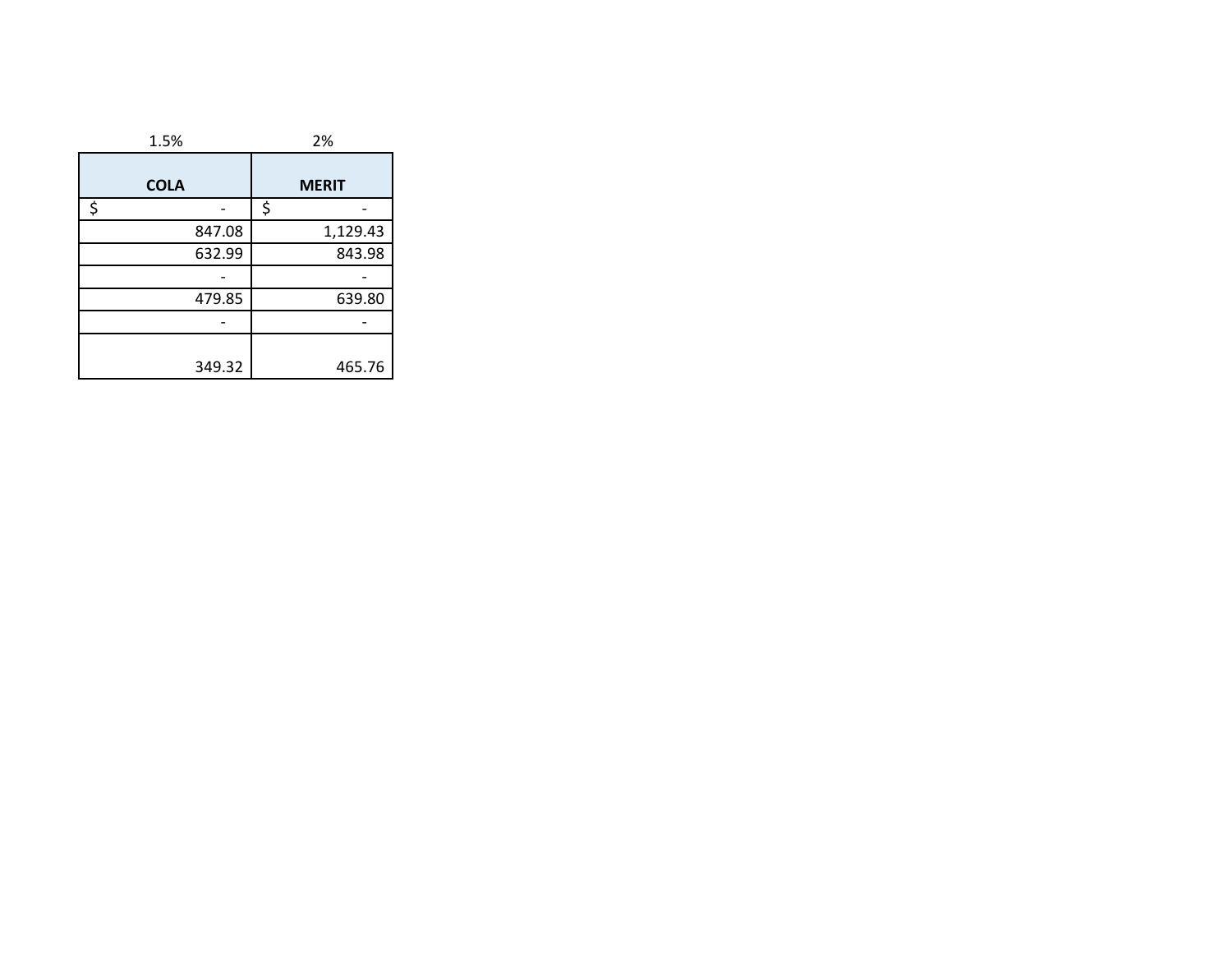| 1.5% | 2% |
| --- | --- |
| COLA | MERIT |
| $ - | $ - |
| 847.08 | 1,129.43 |
| 632.99 | 843.98 |
| - | - |
| 479.85 | 639.80 |
| - | - |
| 349.32 | 465.76 |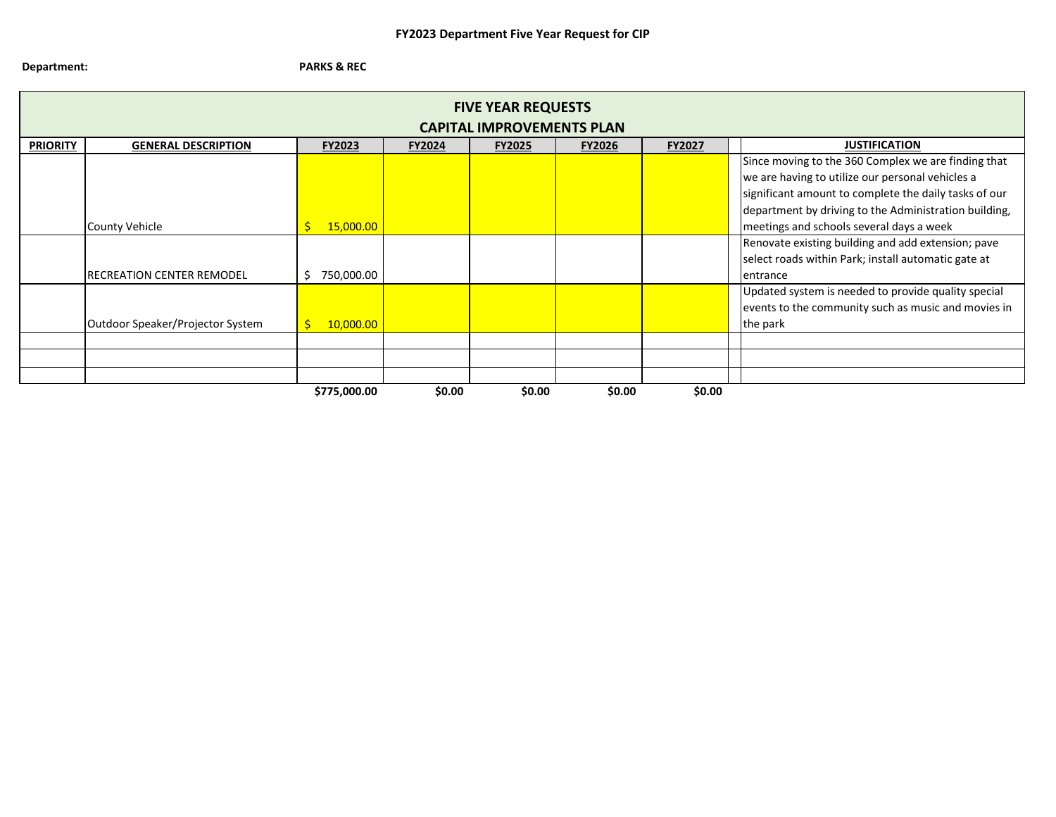**FY2023 Department Five Year Request for CIP**

**Department:** **PARKS & REC**

**FIVE YEAR REQUESTS**
**CAPITAL IMPROVEMENTS PLAN**

| PRIORITY | GENERAL DESCRIPTION | FY2023 | FY2024 | FY2025 | FY2026 | FY2027 | | JUSTIFICATION |
|---|---|---|---|---|---|---|---|---|
| | County Vehicle | $ 15,000.00 | | | | | | Since moving to the 360 Complex we are finding that we are having to utilize our personal vehicles a significant amount to complete the daily tasks of our department by driving to the Administration building, meetings and schools several days a week |
| | RECREATION CENTER REMODEL | $ 750,000.00 | | | | | | Renovate existing building and add extension; pave select roads within Park; install automatic gate at entrance |
| | Outdoor Speaker/Projector System | $ 10,000.00 | | | | | | Updated system is needed to provide quality special events to the community such as music and movies in the park |
| | | | | | | | | |
| | | | | | | | | |
| | | | | | | | | |
| | | **$775,000.00** | **$0.00** | **$0.00** | **$0.00** | **$0.00** | | |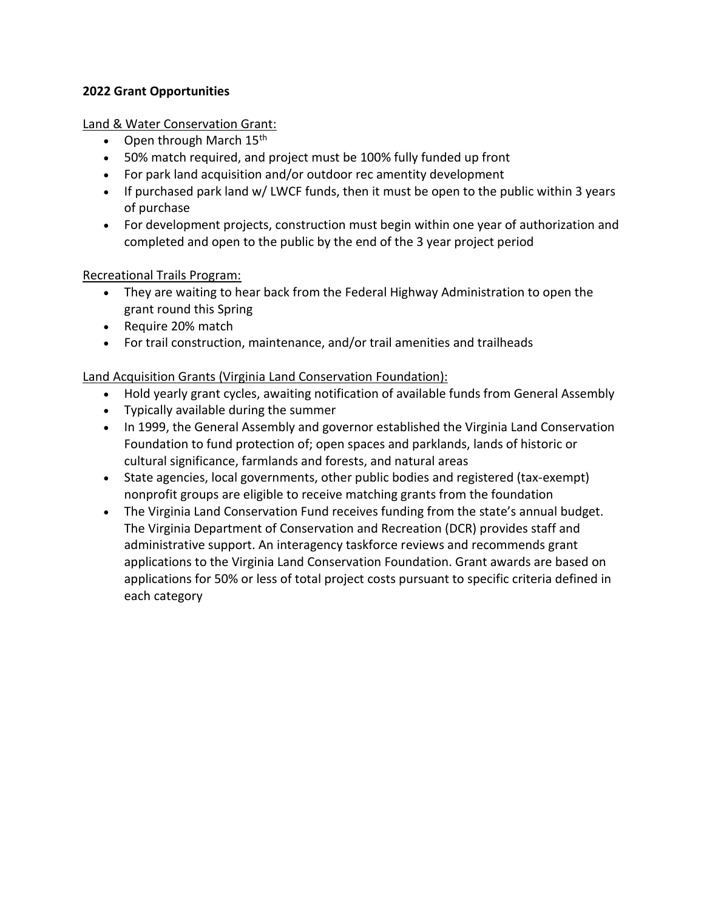**2022 Grant Opportunities**

Land & Water Conservation Grant:

- Open through March 15th
- 50% match required, and project must be 100% fully funded up front
- For park land acquisition and/or outdoor rec amentity development
- If purchased park land w/ LWCF funds, then it must be open to the public within 3 years of purchase
- For development projects, construction must begin within one year of authorization and completed and open to the public by the end of the 3 year project period

Recreational Trails Program:

- They are waiting to hear back from the Federal Highway Administration to open the grant round this Spring
- Require 20% match
- For trail construction, maintenance, and/or trail amenities and trailheads

Land Acquisition Grants (Virginia Land Conservation Foundation):

- Hold yearly grant cycles, awaiting notification of available funds from General Assembly
- Typically available during the summer
- In 1999, the General Assembly and governor established the Virginia Land Conservation Foundation to fund protection of; open spaces and parklands, lands of historic or cultural significance, farmlands and forests, and natural areas
- State agencies, local governments, other public bodies and registered (tax-exempt) nonprofit groups are eligible to receive matching grants from the foundation
- The Virginia Land Conservation Fund receives funding from the state's annual budget. The Virginia Department of Conservation and Recreation (DCR) provides staff and administrative support. An interagency taskforce reviews and recommends grant applications to the Virginia Land Conservation Foundation. Grant awards are based on applications for 50% or less of total project costs pursuant to specific criteria defined in each category